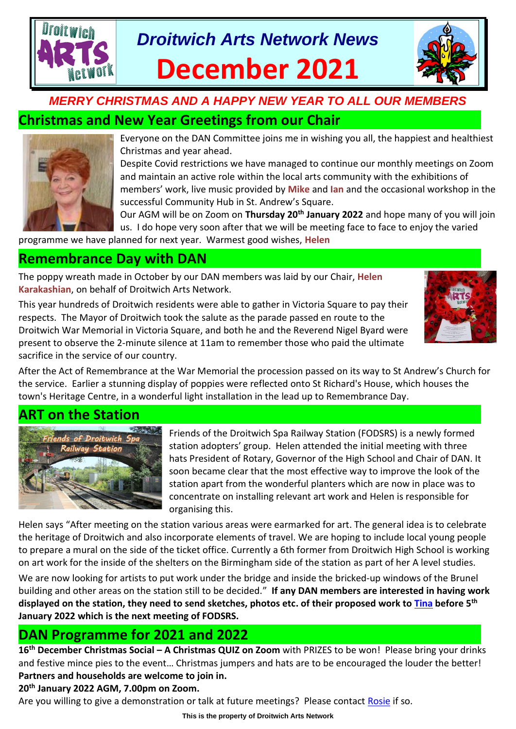# Droitwich Arts Network News

# December 2021

*MERRY CHRISTMAS AND A HAPPY NEW YEAR TO ALL OUR MEMBERS*

## Christmas and New Year Greetings from our Chair

Everyone on the DAN Committee joins me in wishing you all, the happiest and healthiest Christmas and year ahead.

Despite Covid restrictions we have managed to continue our monthly meetings on Zoom and maintain an active role within the local arts community with the exhibitions of members' work, live music provided by **Mike** and **Ian** and the occasional workshop in the successful Community Hub in St. Andrew's Square.

Our AGM will be on Zoom on **Thursday 20th January 2022** and hope many of you will join us. I do hope very soon after that we will be meeting face to face to enjoy the varied programme we have planned for next year. Warmest good wishes, **Helen**

## Remembrance Day with DAN

The poppy wreath made in October by our DAN members was laid by our Chair, **Helen Karakashian**, on behalf of Droitwich Arts Network.

This year hundreds of Droitwich residents were able to gather in Victoria Square to pay their respects. The Mayor of Droitwich took the salute as the parade passed en route to the Droitwich War Memorial in Victoria Square, and both he and the Reverend Nigel Byard were present to observe the 2-minute silence at 11am to remember those who paid the ultimate sacrifice in the service of our country.

After the Act of Remembrance at the War Memorial the procession passed on its way to St Andrew's Church for the service. Earlier a stunning display of poppies were reflected onto St Richard's House, which houses the town's Heritage Centre, in a wonderful light installation in the lead up to Remembrance Day.

## ART on the Station

Friends of the Droitwich Spa Railway Station (FODSRS) is a newly formed station adopters' group. Helen attended the initial meeting with three hats President of Rotary, Governor of the High School and Chair of DAN. It soon became clear that the most effective way to improve the look of the station apart from the wonderful planters which are now in place was to concentrate on installing relevant art work and Helen is responsible for organising this.

Helen says "After meeting on the station various areas were earmarked for art. The general idea is to celebrate the heritage of Droitwich and also incorporate elements of travel. We are hoping to include local young people to prepare a mural on the side of the ticket office. Currently a 6th former from Droitwich High School is working on art work for the inside of the shelters on the Birmingham side of the station as part of her A level studies.

We are now looking for artists to put work under the bridge and inside the bricked-up windows of the Brunel building and other areas on the station still to be decided." **If any DAN members are interested in having work displayed on the station, they need to send sketches, photos etc. of their proposed work to Tina before 5th January 2022 which is the next meeting of FODSRS.**

## DAN Programme for 2021 and 2022

**16th December Christmas Social – A Christmas QUIZ on Zoom** with PRIZES to be won! Please bring your drinks and festive mince pies to the event… Christmas jumpers and hats are to be encouraged the louder the better! **Partners and households are welcome to join in.**

**20th January 2022 AGM, 7.00pm on Zoom.**

Are you willing to give a demonstration or talk at future meetings? Please contact Rosie if so.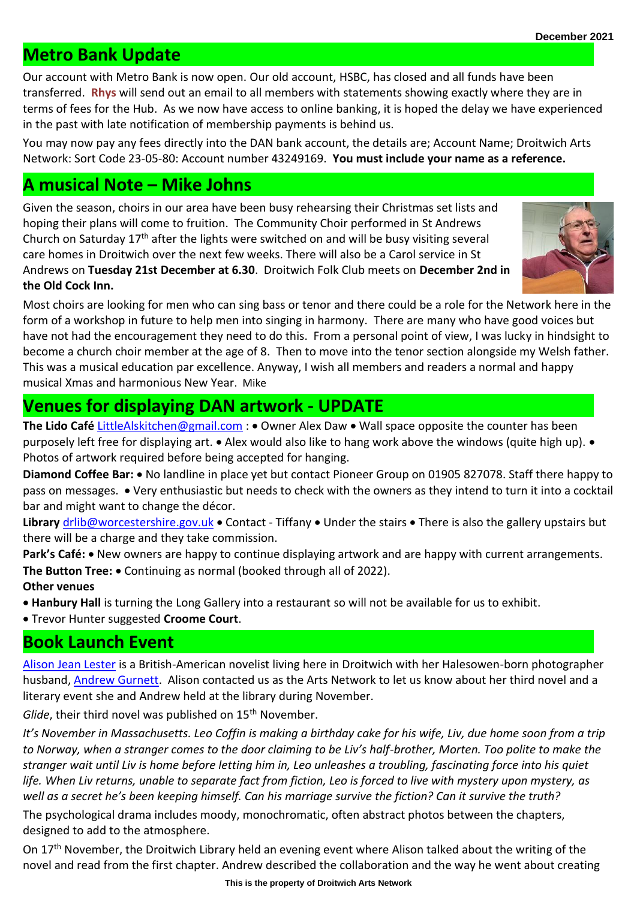## Metro Bank Update

Our account with Metro Bank is now open. Our old account, HSBC, has closed and all funds have been transferred. **Rhys** will send out an email to all members with statements showing exactly where they are in terms of fees for the Hub. As we now have access to online banking, it is hoped the delay we have experienced in the past with late notification of membership payments is behind us.

You may now pay any fees directly into the DAN bank account, the details are; Account Name; Droitwich Arts Network: Sort Code 23-05-80: Account number 43249169. **You must include your name as a reference.**

## A musical Note – Mike Johns

Given the season, choirs in our area have been busy rehearsing their Christmas set lists and hoping their plans will come to fruition. The Community Choir performed in St Andrews Church on Saturday 17th after the lights were switched on and will be busy visiting several care homes in Droitwich over the next few weeks. There will also be a Carol service in St Andrews on **Tuesday 21st December at 6.30**. Droitwich Folk Club meets on **December 2nd in the Old Cock Inn.**

Most choirs are looking for men who can sing bass or tenor and there could be a role for the Network here in the form of a workshop in future to help men into singing in harmony. There are many who have good voices but have not had the encouragement they need to do this. From a personal point of view, I was lucky in hindsight to become a church choir member at the age of 8. Then to move into the tenor section alongside my Welsh father. This was a musical education par excellence. Anyway, I wish all members and readers a normal and happy musical Xmas and harmonious New Year. Mike

## Venues for displaying DAN artwork - UPDATE

**The Lido Café** LittleAlskitchen@gmail.com : • Owner Alex Daw • Wall space opposite the counter has been purposely left free for displaying art. • Alex would also like to hang work above the windows (quite high up). • Photos of artwork required before being accepted for hanging.

**Diamond Coffee Bar:** • No landline in place yet but contact Pioneer Group on 01905 827078. Staff there happy to pass on messages. • Very enthusiastic but needs to check with the owners as they intend to turn it into a cocktail bar and might want to change the décor.

**Library** drlib@worcestershire.gov.uk • Contact - Tiffany • Under the stairs • There is also the gallery upstairs but there will be a charge and they take commission.

**Park's Café:** • New owners are happy to continue displaying artwork and are happy with current arrangements.

**The Button Tree:** • Continuing as normal (booked through all of 2022).

**Other venues**

- **Hanbury Hall** is turning the Long Gallery into a restaurant so will not be available for us to exhibit.
- Trevor Hunter suggested **Croome Court**.

## Book Launch Event

Alison Jean Lester is a British-American novelist living here in Droitwich with her Halesowen-born photographer husband, Andrew Gurnett. Alison contacted us as the Arts Network to let us know about her third novel and a literary event she and Andrew held at the library during November.

*Glide*, their third novel was published on 15th November.

*It's November in Massachusetts. Leo Coffin is making a birthday cake for his wife, Liv, due home soon from a trip to Norway, when a stranger comes to the door claiming to be Liv's half-brother, Morten. Too polite to make the stranger wait until Liv is home before letting him in, Leo unleashes a troubling, fascinating force into his quiet life. When Liv returns, unable to separate fact from fiction, Leo is forced to live with mystery upon mystery, as well as a secret he's been keeping himself. Can his marriage survive the fiction? Can it survive the truth?*

The psychological drama includes moody, monochromatic, often abstract photos between the chapters, designed to add to the atmosphere.

On 17th November, the Droitwich Library held an evening event where Alison talked about the writing of the novel and read from the first chapter. Andrew described the collaboration and the way he went about creating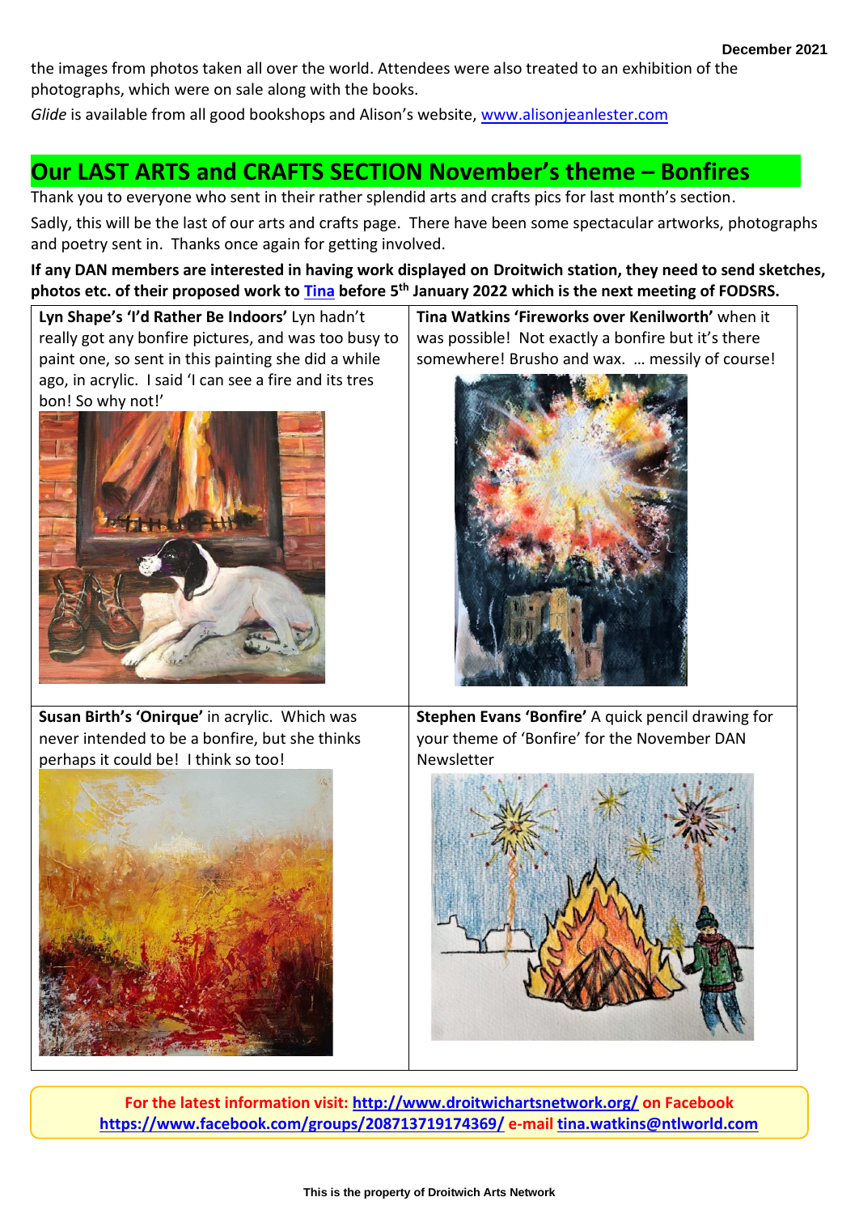the images from photos taken all over the world. Attendees were also treated to an exhibition of the photographs, which were on sale along with the books.

*Glide* is available from all good bookshops and Alison's website, [www.alisonjeanlester.com](www.alisonjeanlester.com)

## Our LAST ARTS and CRAFTS SECTION November's theme – Bonfires

Thank you to everyone who sent in their rather splendid arts and crafts pics for last month's section.

Sadly, this will be the last of our arts and crafts page. There have been some spectacular artworks, photographs and poetry sent in. Thanks once again for getting involved.

**If any DAN members are interested in having work displayed on Droitwich station, they need to send sketches, photos etc. of their proposed work to Tina before 5th January 2022 which is the next meeting of FODSRS.**

**Lyn Shape's 'I'd Rather Be Indoors'** Lyn hadn't really got any bonfire pictures, and was too busy to paint one, so sent in this painting she did a while ago, in acrylic. I said 'I can see a fire and its tres bon! So why not!'

**Tina Watkins 'Fireworks over Kenilworth'** when it was possible! Not exactly a bonfire but it's there somewhere! Brusho and wax. … messily of course!

**Susan Birth's 'Onirque'** in acrylic. Which was never intended to be a bonfire, but she thinks perhaps it could be! I think so too!

**Stephen Evans 'Bonfire'** A quick pencil drawing for your theme of 'Bonfire' for the November DAN Newsletter

**For the latest information visit: [http://www.droitwichartsnetwork.org/](http://www.droitwichartsnetwork.org/) on Facebook [https://www.facebook.com/groups/208713719174369/](https://www.facebook.com/groups/208713719174369/) e-mail tina.watkins@ntlworld.com**

This is the property of Droitwich Arts Network